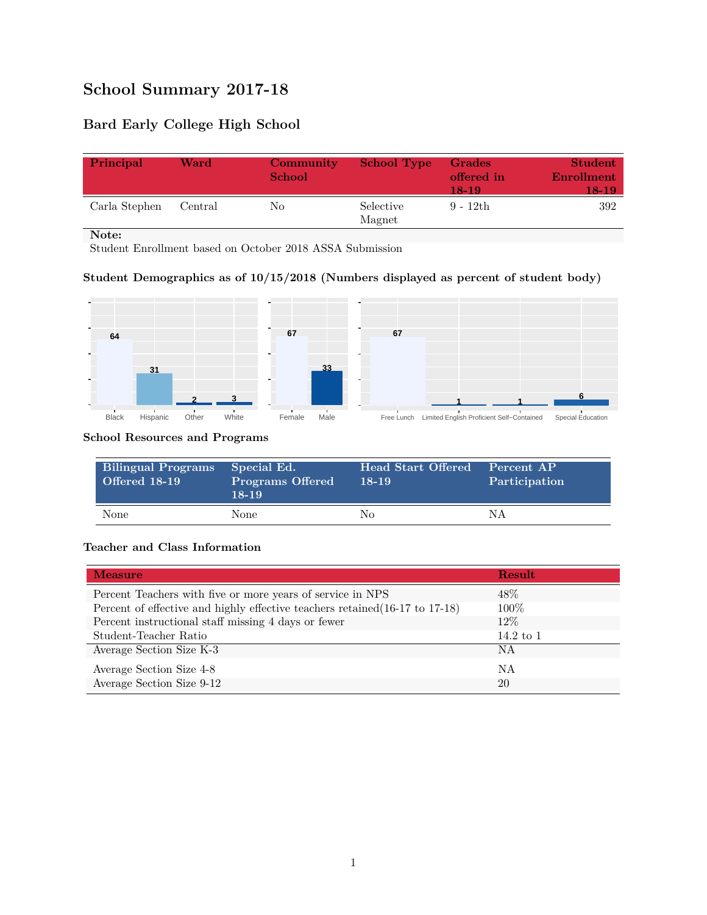# School Summary 2017-18

## Bard Early College High School

| Principal | Ward | Community School | School Type | Grades offered in 18-19 | Student Enrollment 18-19 |
|---|---|---|---|---|---|
| Carla Stephen | Central | No | Selective Magnet | 9 - 12th | 392 |

**Note:**
Student Enrollment based on October 2018 ASSA Submission

### Student Demographics as of 10/15/2018 (Numbers displayed as percent of student body)

| Black | Hispanic | Other | White |
|---|---|---|---|
| 64 | 31 | 2 | 3 |

| Female | Male |
|---|---|
| 67 | 33 |

| Free Lunch | Limited English Proficient | Self−Contained | Special Education |
|---|---|---|---|
| 67 | 1 | 1 | 6 |

### School Resources and Programs

| Bilingual Programs Offered 18-19 | Special Ed. Programs Offered 18-19 | Head Start Offered 18-19 | Percent AP Participation |
|---|---|---|---|
| None | None | No | NA |

### Teacher and Class Information

| Measure | Result |
|---|---|
| Percent Teachers with five or more years of service in NPS | 48% |
| Percent of effective and highly effective teachers retained(16-17 to 17-18) | 100% |
| Percent instructional staff missing 4 days or fewer | 12% |
| Student-Teacher Ratio | 14.2 to 1 |
| Average Section Size K-3 | NA |
| Average Section Size 4-8 | NA |
| Average Section Size 9-12 | 20 |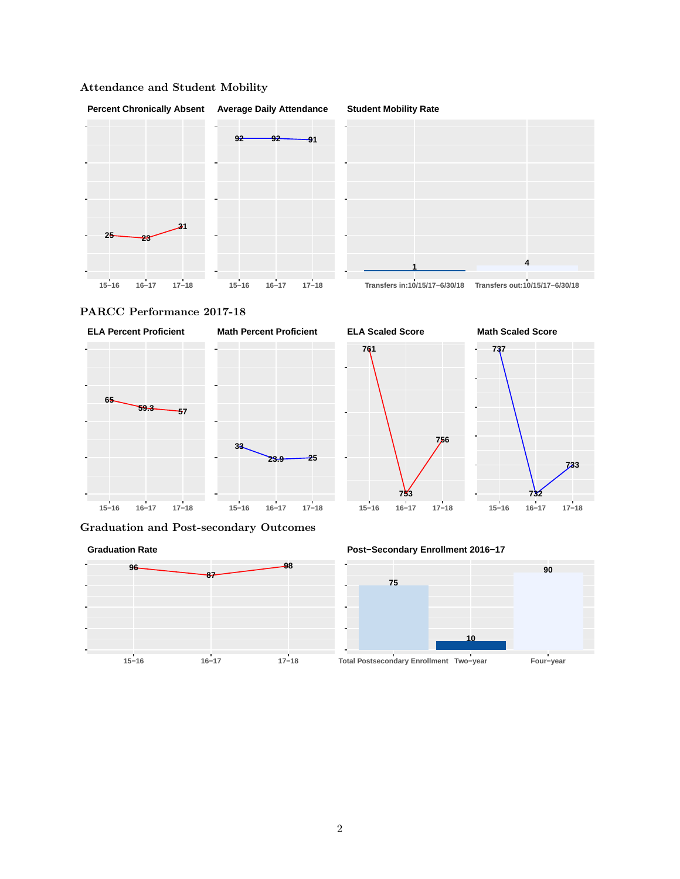## Attendance and Student Mobility

**Percent Chronically Absent**

25
23
31

15−16 16−17 17−18

**Average Daily Attendance**

92
92
91

15−16 16−17 17−18

**Student Mobility Rate**

1
4

Transfers in:10/15/17−6/30/18 Transfers out:10/15/17−6/30/18

## PARCC Performance 2017-18

**ELA Percent Proficient**

65
59.3
57

15−16 16−17 17−18

**Math Percent Proficient**

33
23.9
25

15−16 16−17 17−18

**ELA Scaled Score**

761
753
756

15−16 16−17 17−18

**Math Scaled Score**

737
732
733

15−16 16−17 17−18

## Graduation and Post-secondary Outcomes

**Graduation Rate**

96
87
98

15−16 16−17 17−18

**Post−Secondary Enrollment 2016−17**

75
10
90

Total Postsecondary Enrollment Two−year Four−year